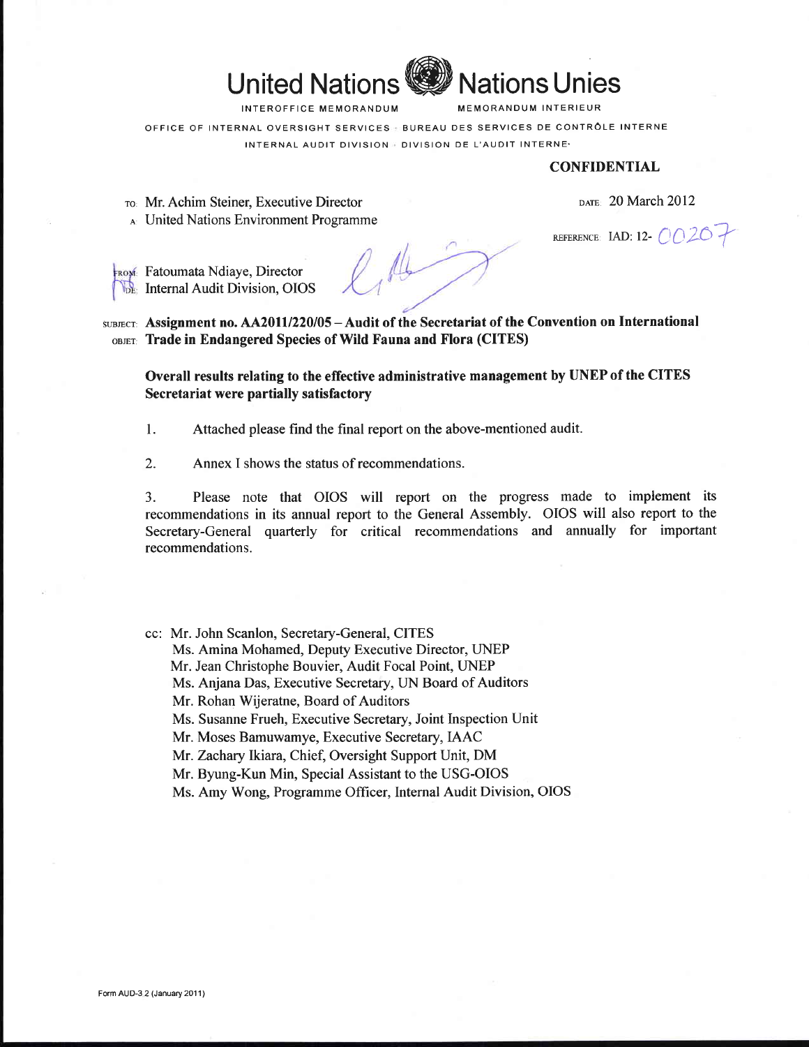# United Nations Nations Unies

INTEROFFICE MEMORANDUM MEMORANDUM INTERIEUR

OFFICE OF INTERNAL OVERSIGHT SERVICES · BUREAU DES SERVICES DE CONTRÔLE INTERNE

INTERNAL AUDIT DIVISION · DIVISION DE L'AUDIT INTERNE

**CONFIDENTIAL**

TO: Mr. Achim Steiner, Executive Director
A: United Nations Environment Programme

DATE: 20 March 2012

REFERENCE: IAD: 12- 00207

FROM: Fatoumata Ndiaye, Director
DE: Internal Audit Division, OIOS

SUBJECT: **Assignment no. AA2011/220/05 – Audit of the Secretariat of the Convention on International**
OBJET: **Trade in Endangered Species of Wild Fauna and Flora (CITES)**

**Overall results relating to the effective administrative management by UNEP of the CITES Secretariat were partially satisfactory**

1. Attached please find the final report on the above-mentioned audit.

2. Annex I shows the status of recommendations.

3. Please note that OIOS will report on the progress made to implement its recommendations in its annual report to the General Assembly. OIOS will also report to the Secretary-General quarterly for critical recommendations and annually for important recommendations.

cc: Mr. John Scanlon, Secretary-General, CITES
Ms. Amina Mohamed, Deputy Executive Director, UNEP
Mr. Jean Christophe Bouvier, Audit Focal Point, UNEP
Ms. Anjana Das, Executive Secretary, UN Board of Auditors
Mr. Rohan Wijeratne, Board of Auditors
Ms. Susanne Frueh, Executive Secretary, Joint Inspection Unit
Mr. Moses Bamuwamye, Executive Secretary, IAAC
Mr. Zachary Ikiara, Chief, Oversight Support Unit, DM
Mr. Byung-Kun Min, Special Assistant to the USG-OIOS
Ms. Amy Wong, Programme Officer, Internal Audit Division, OIOS

Form AUD-3 2 (January 2011)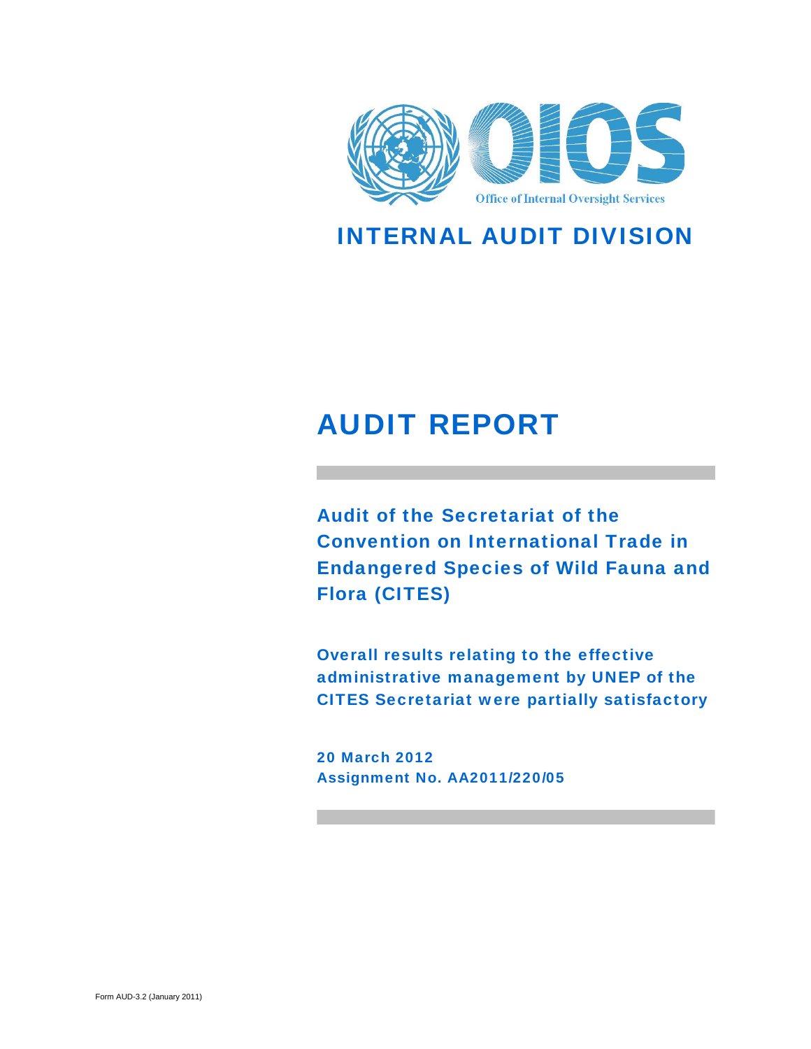# INTERNAL AUDIT DIVISION

# AUDIT REPORT

## Audit of the Secretariat of the Convention on International Trade in Endangered Species of Wild Fauna and Flora (CITES)

### Overall results relating to the effective administrative management by UNEP of the CITES Secretariat were partially satisfactory

**20 March 2012**
**Assignment No. AA2011/220/05**

Form AUD-3.2 (January 2011)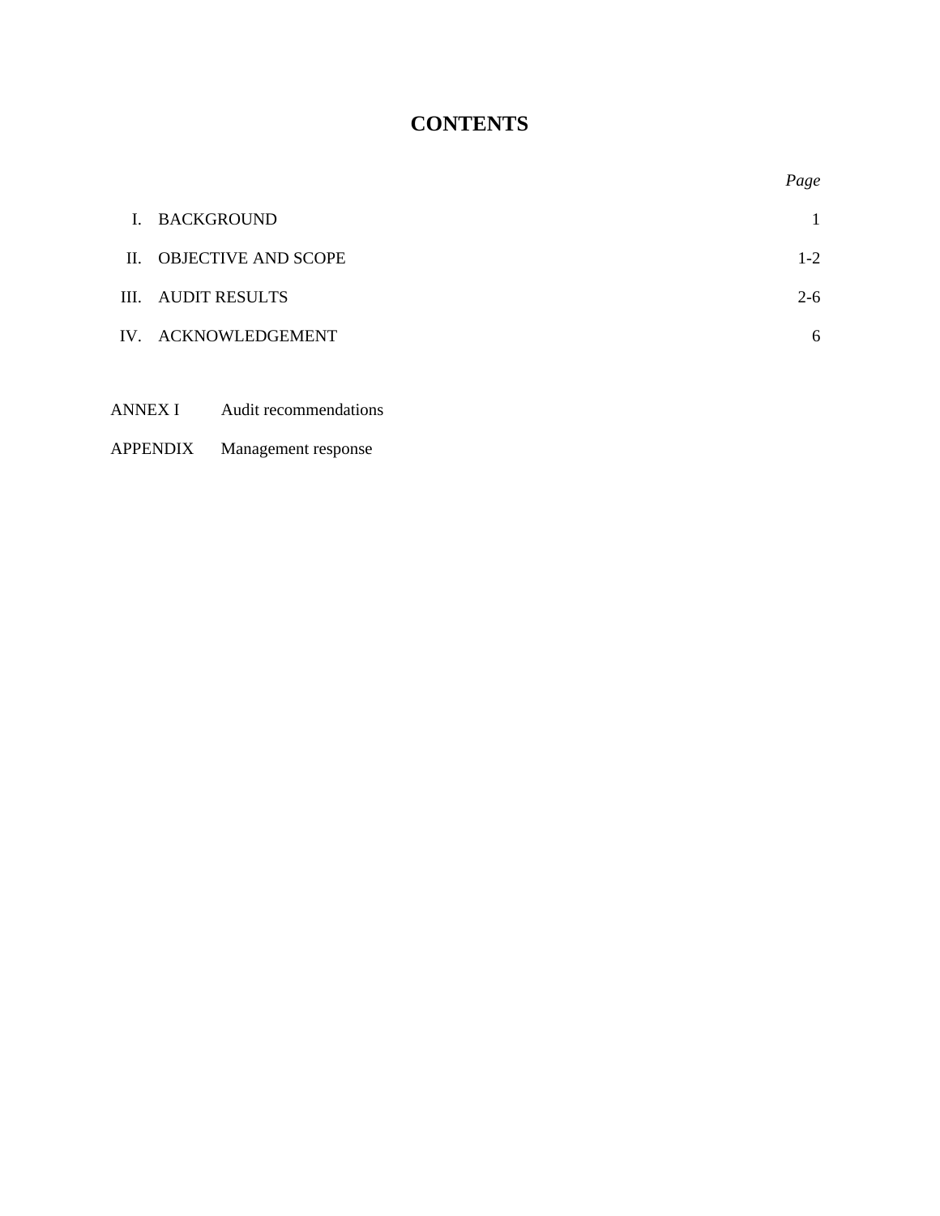# CONTENTS

| | | *Page* |
|---|---|---|
| I. | BACKGROUND | 1 |
| II. | OBJECTIVE AND SCOPE | 1-2 |
| III. | AUDIT RESULTS | 2-6 |
| IV. | ACKNOWLEDGEMENT | 6 |

ANNEX I Audit recommendations

APPENDIX Management response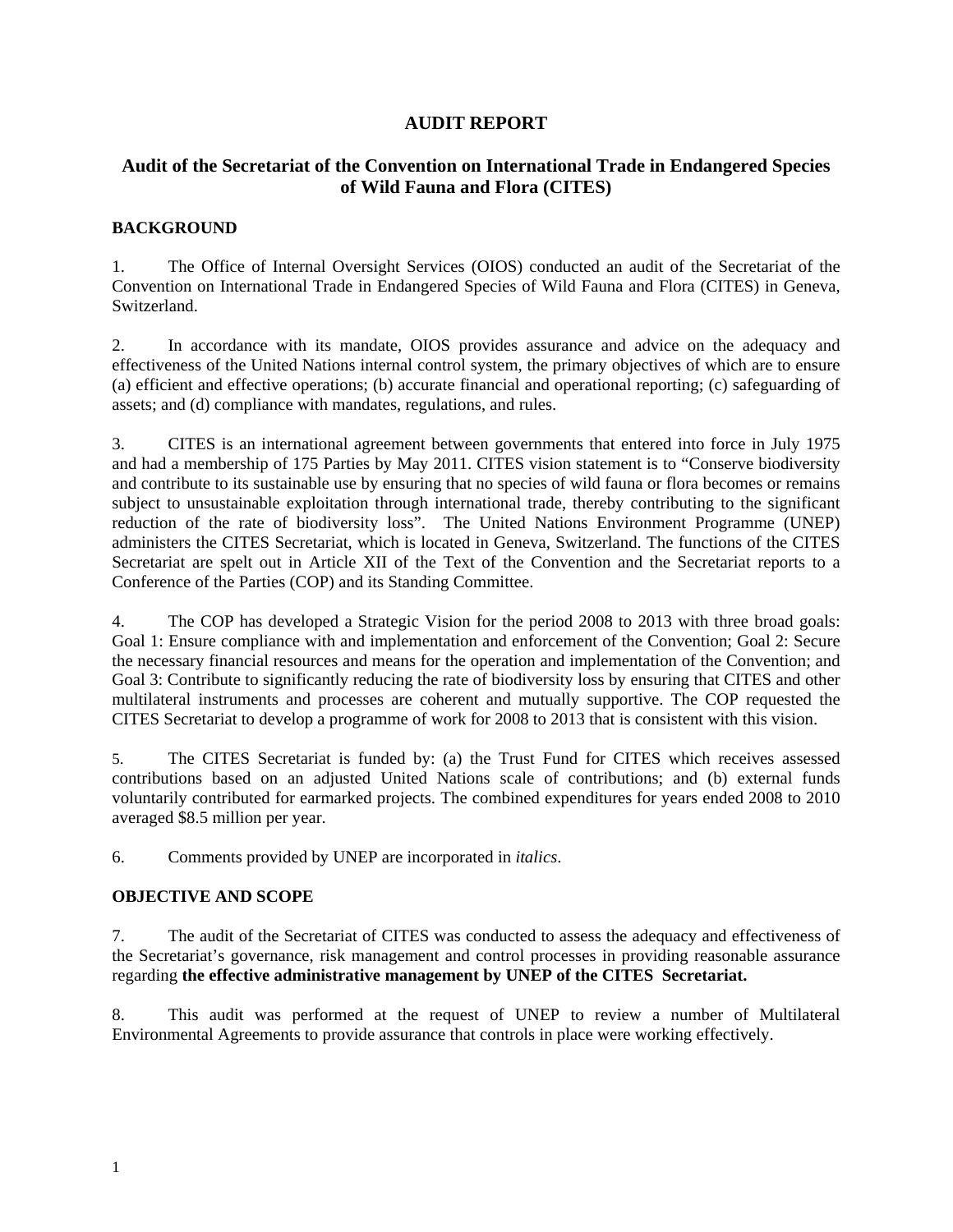# AUDIT REPORT

## Audit of the Secretariat of the Convention on International Trade in Endangered Species of Wild Fauna and Flora (CITES)

### BACKGROUND

1. The Office of Internal Oversight Services (OIOS) conducted an audit of the Secretariat of the Convention on International Trade in Endangered Species of Wild Fauna and Flora (CITES) in Geneva, Switzerland.

2. In accordance with its mandate, OIOS provides assurance and advice on the adequacy and effectiveness of the United Nations internal control system, the primary objectives of which are to ensure (a) efficient and effective operations; (b) accurate financial and operational reporting; (c) safeguarding of assets; and (d) compliance with mandates, regulations, and rules.

3. CITES is an international agreement between governments that entered into force in July 1975 and had a membership of 175 Parties by May 2011. CITES vision statement is to "Conserve biodiversity and contribute to its sustainable use by ensuring that no species of wild fauna or flora becomes or remains subject to unsustainable exploitation through international trade, thereby contributing to the significant reduction of the rate of biodiversity loss". The United Nations Environment Programme (UNEP) administers the CITES Secretariat, which is located in Geneva, Switzerland. The functions of the CITES Secretariat are spelt out in Article XII of the Text of the Convention and the Secretariat reports to a Conference of the Parties (COP) and its Standing Committee.

4. The COP has developed a Strategic Vision for the period 2008 to 2013 with three broad goals: Goal 1: Ensure compliance with and implementation and enforcement of the Convention; Goal 2: Secure the necessary financial resources and means for the operation and implementation of the Convention; and Goal 3: Contribute to significantly reducing the rate of biodiversity loss by ensuring that CITES and other multilateral instruments and processes are coherent and mutually supportive. The COP requested the CITES Secretariat to develop a programme of work for 2008 to 2013 that is consistent with this vision.

5. The CITES Secretariat is funded by: (a) the Trust Fund for CITES which receives assessed contributions based on an adjusted United Nations scale of contributions; and (b) external funds voluntarily contributed for earmarked projects. The combined expenditures for years ended 2008 to 2010 averaged $8.5 million per year.

6. Comments provided by UNEP are incorporated in *italics*.

### OBJECTIVE AND SCOPE

7. The audit of the Secretariat of CITES was conducted to assess the adequacy and effectiveness of the Secretariat's governance, risk management and control processes in providing reasonable assurance regarding **the effective administrative management by UNEP of the CITES Secretariat.**

8. This audit was performed at the request of UNEP to review a number of Multilateral Environmental Agreements to provide assurance that controls in place were working effectively.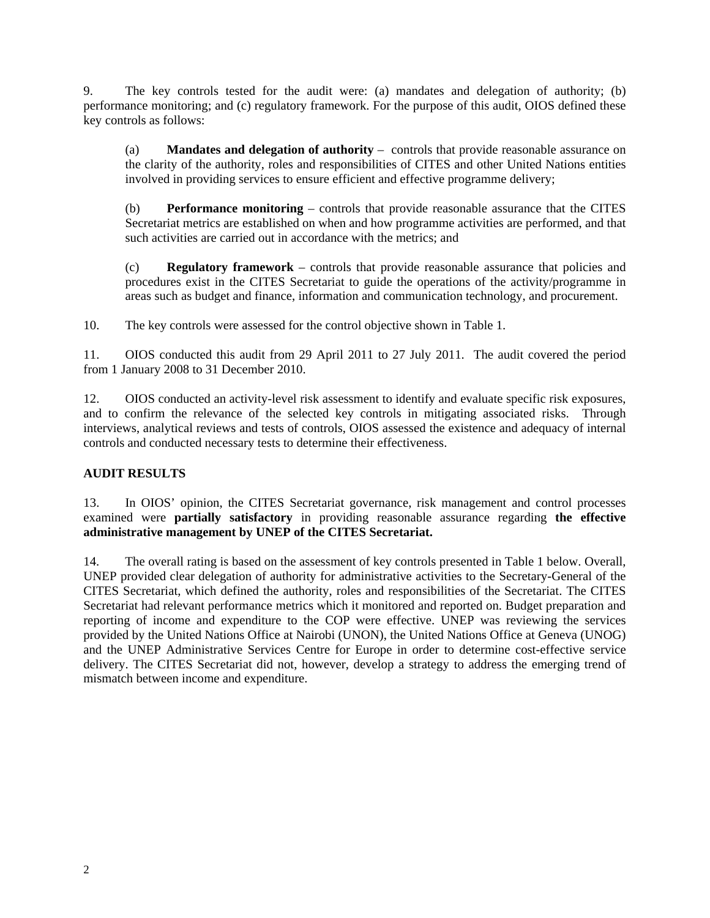9. The key controls tested for the audit were: (a) mandates and delegation of authority; (b) performance monitoring; and (c) regulatory framework. For the purpose of this audit, OIOS defined these key controls as follows:

> (a) **Mandates and delegation of authority** – controls that provide reasonable assurance on the clarity of the authority, roles and responsibilities of CITES and other United Nations entities involved in providing services to ensure efficient and effective programme delivery;
>
> (b) **Performance monitoring** – controls that provide reasonable assurance that the CITES Secretariat metrics are established on when and how programme activities are performed, and that such activities are carried out in accordance with the metrics; and
>
> (c) **Regulatory framework** – controls that provide reasonable assurance that policies and procedures exist in the CITES Secretariat to guide the operations of the activity/programme in areas such as budget and finance, information and communication technology, and procurement.

10. The key controls were assessed for the control objective shown in Table 1.

11. OIOS conducted this audit from 29 April 2011 to 27 July 2011. The audit covered the period from 1 January 2008 to 31 December 2010.

12. OIOS conducted an activity-level risk assessment to identify and evaluate specific risk exposures, and to confirm the relevance of the selected key controls in mitigating associated risks. Through interviews, analytical reviews and tests of controls, OIOS assessed the existence and adequacy of internal controls and conducted necessary tests to determine their effectiveness.

## AUDIT RESULTS

13. In OIOS' opinion, the CITES Secretariat governance, risk management and control processes examined were **partially satisfactory** in providing reasonable assurance regarding **the effective administrative management by UNEP of the CITES Secretariat.**

14. The overall rating is based on the assessment of key controls presented in Table 1 below. Overall, UNEP provided clear delegation of authority for administrative activities to the Secretary-General of the CITES Secretariat, which defined the authority, roles and responsibilities of the Secretariat. The CITES Secretariat had relevant performance metrics which it monitored and reported on. Budget preparation and reporting of income and expenditure to the COP were effective. UNEP was reviewing the services provided by the United Nations Office at Nairobi (UNON), the United Nations Office at Geneva (UNOG) and the UNEP Administrative Services Centre for Europe in order to determine cost-effective service delivery. The CITES Secretariat did not, however, develop a strategy to address the emerging trend of mismatch between income and expenditure.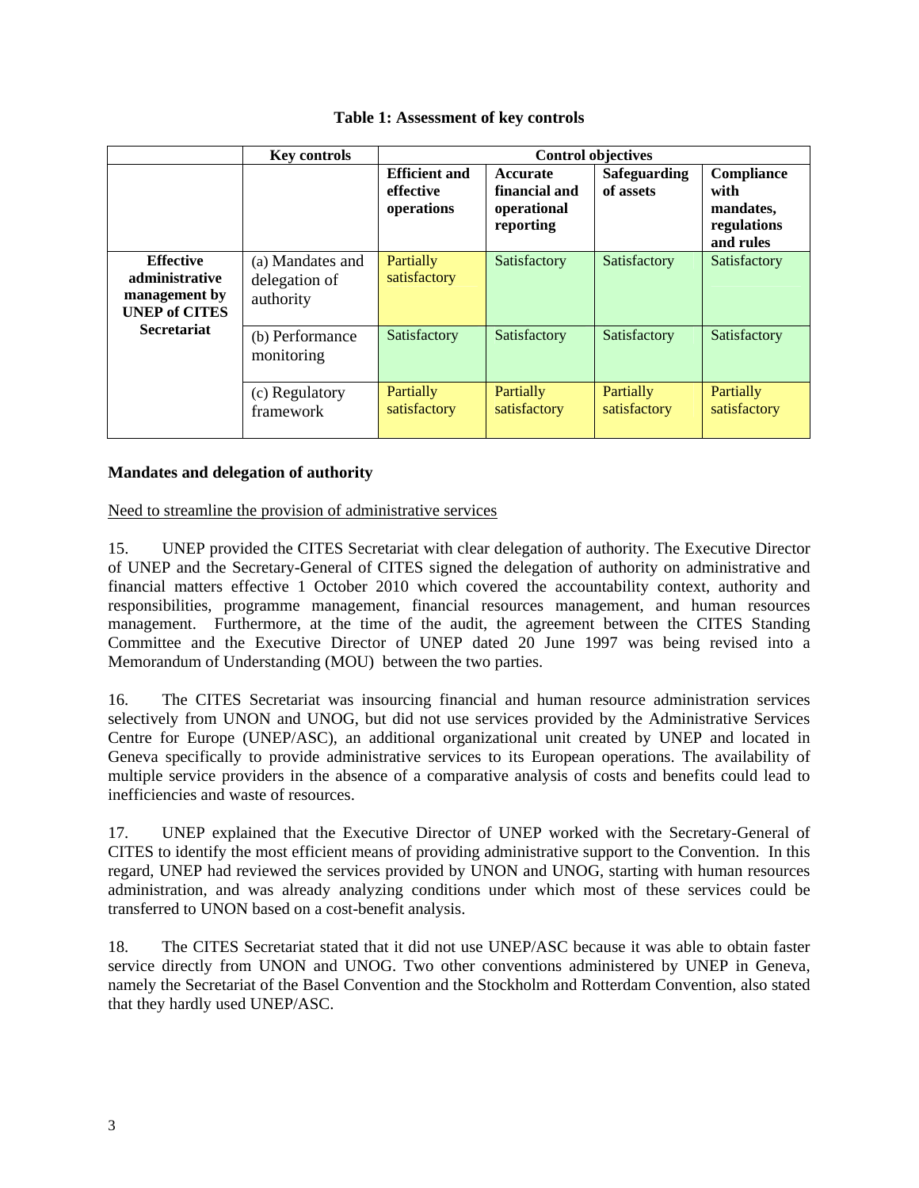**Table 1: Assessment of key controls**

| | Key controls | Control objectives | | | |
|---|---|---|---|---|---|
| | | **Efficient and effective operations** | **Accurate financial and operational reporting** | **Safeguarding of assets** | **Compliance with mandates, regulations and rules** |
| **Effective administrative management by UNEP of CITES Secretariat** | (a) Mandates and delegation of authority | Partially satisfactory | Satisfactory | Satisfactory | Satisfactory |
| | (b) Performance monitoring | Satisfactory | Satisfactory | Satisfactory | Satisfactory |
| | (c) Regulatory framework | Partially satisfactory | Partially satisfactory | Partially satisfactory | Partially satisfactory |

**Mandates and delegation of authority**

Need to streamline the provision of administrative services

15. UNEP provided the CITES Secretariat with clear delegation of authority. The Executive Director of UNEP and the Secretary-General of CITES signed the delegation of authority on administrative and financial matters effective 1 October 2010 which covered the accountability context, authority and responsibilities, programme management, financial resources management, and human resources management. Furthermore, at the time of the audit, the agreement between the CITES Standing Committee and the Executive Director of UNEP dated 20 June 1997 was being revised into a Memorandum of Understanding (MOU) between the two parties.

16. The CITES Secretariat was insourcing financial and human resource administration services selectively from UNON and UNOG, but did not use services provided by the Administrative Services Centre for Europe (UNEP/ASC), an additional organizational unit created by UNEP and located in Geneva specifically to provide administrative services to its European operations. The availability of multiple service providers in the absence of a comparative analysis of costs and benefits could lead to inefficiencies and waste of resources.

17. UNEP explained that the Executive Director of UNEP worked with the Secretary-General of CITES to identify the most efficient means of providing administrative support to the Convention. In this regard, UNEP had reviewed the services provided by UNON and UNOG, starting with human resources administration, and was already analyzing conditions under which most of these services could be transferred to UNON based on a cost-benefit analysis.

18. The CITES Secretariat stated that it did not use UNEP/ASC because it was able to obtain faster service directly from UNON and UNOG. Two other conventions administered by UNEP in Geneva, namely the Secretariat of the Basel Convention and the Stockholm and Rotterdam Convention, also stated that they hardly used UNEP/ASC.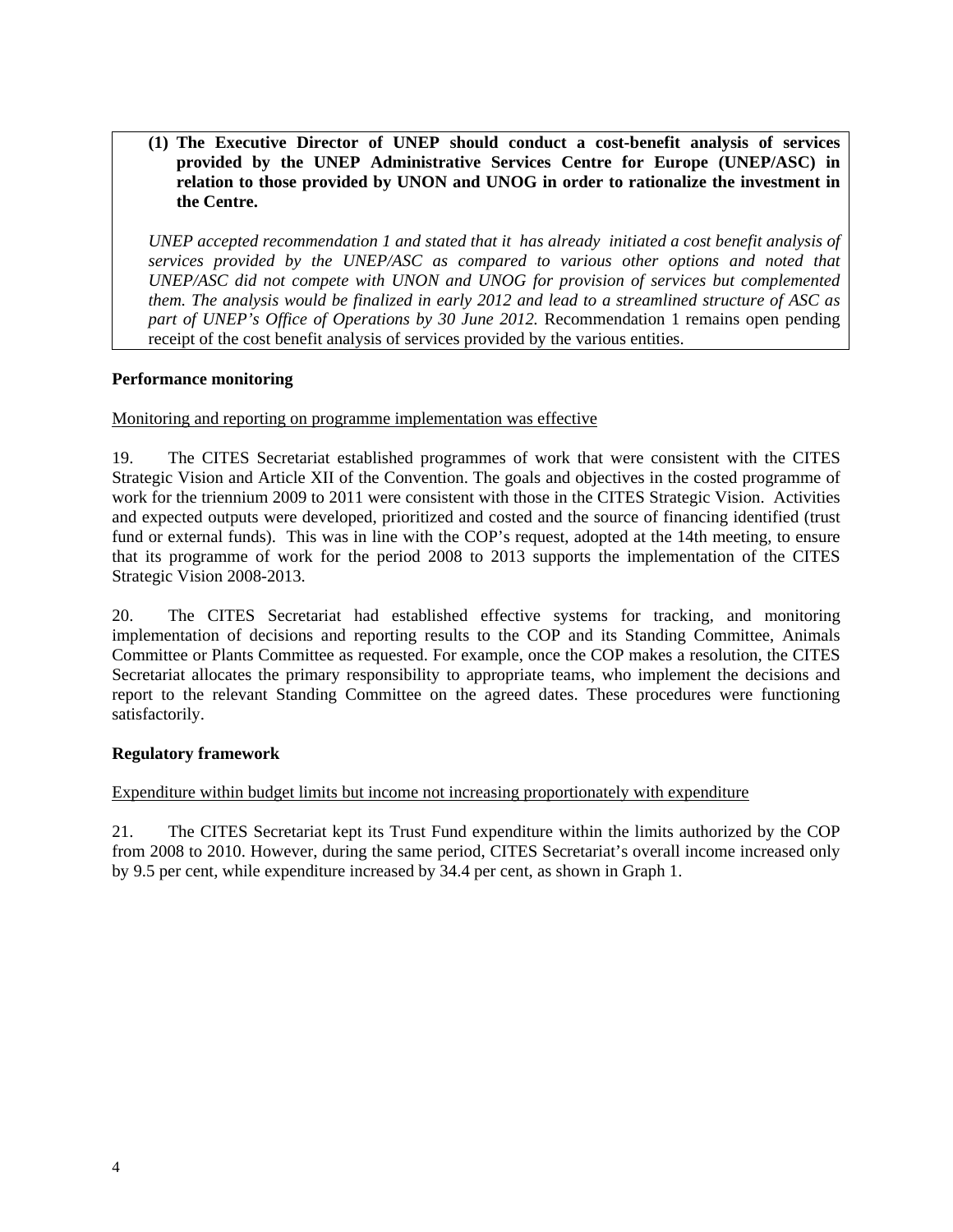**(1) The Executive Director of UNEP should conduct a cost-benefit analysis of services provided by the UNEP Administrative Services Centre for Europe (UNEP/ASC) in relation to those provided by UNON and UNOG in order to rationalize the investment in the Centre.**

*UNEP accepted recommendation 1 and stated that it has already initiated a cost benefit analysis of services provided by the UNEP/ASC as compared to various other options and noted that UNEP/ASC did not compete with UNON and UNOG for provision of services but complemented them. The analysis would be finalized in early 2012 and lead to a streamlined structure of ASC as part of UNEP's Office of Operations by 30 June 2012.* Recommendation 1 remains open pending receipt of the cost benefit analysis of services provided by the various entities.

**Performance monitoring**

Monitoring and reporting on programme implementation was effective

19. The CITES Secretariat established programmes of work that were consistent with the CITES Strategic Vision and Article XII of the Convention. The goals and objectives in the costed programme of work for the triennium 2009 to 2011 were consistent with those in the CITES Strategic Vision. Activities and expected outputs were developed, prioritized and costed and the source of financing identified (trust fund or external funds). This was in line with the COP's request, adopted at the 14th meeting, to ensure that its programme of work for the period 2008 to 2013 supports the implementation of the CITES Strategic Vision 2008-2013.

20. The CITES Secretariat had established effective systems for tracking, and monitoring implementation of decisions and reporting results to the COP and its Standing Committee, Animals Committee or Plants Committee as requested. For example, once the COP makes a resolution, the CITES Secretariat allocates the primary responsibility to appropriate teams, who implement the decisions and report to the relevant Standing Committee on the agreed dates. These procedures were functioning satisfactorily.

**Regulatory framework**

Expenditure within budget limits but income not increasing proportionately with expenditure

21. The CITES Secretariat kept its Trust Fund expenditure within the limits authorized by the COP from 2008 to 2010. However, during the same period, CITES Secretariat's overall income increased only by 9.5 per cent, while expenditure increased by 34.4 per cent, as shown in Graph 1.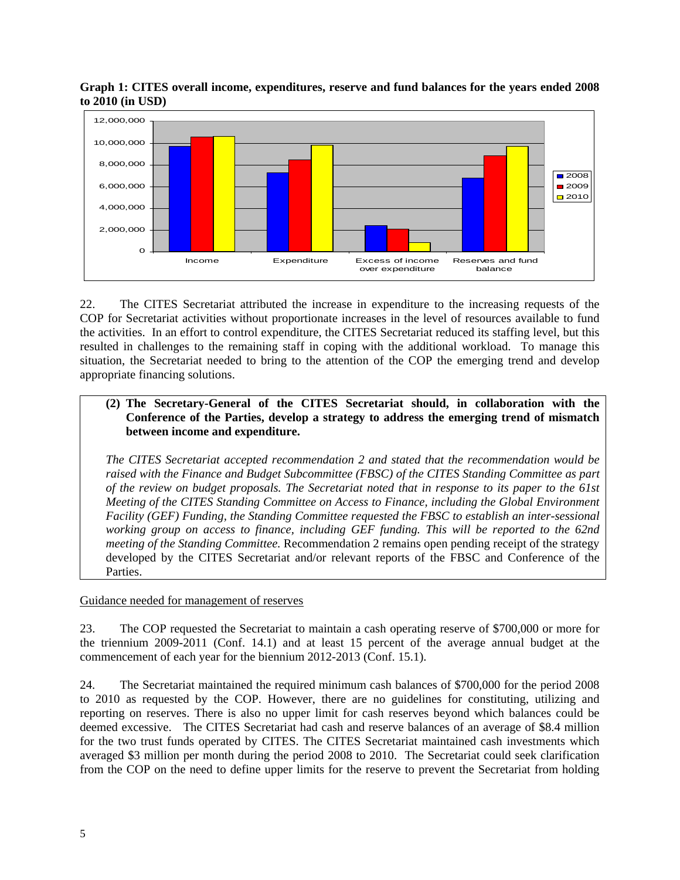**Graph 1: CITES overall income, expenditures, reserve and fund balances for the years ended 2008 to 2010 (in USD)**

22. The CITES Secretariat attributed the increase in expenditure to the increasing requests of the COP for Secretariat activities without proportionate increases in the level of resources available to fund the activities. In an effort to control expenditure, the CITES Secretariat reduced its staffing level, but this resulted in challenges to the remaining staff in coping with the additional workload. To manage this situation, the Secretariat needed to bring to the attention of the COP the emerging trend and develop appropriate financing solutions.

> **(2) The Secretary-General of the CITES Secretariat should, in collaboration with the Conference of the Parties, develop a strategy to address the emerging trend of mismatch between income and expenditure.**
>
> *The CITES Secretariat accepted recommendation 2 and stated that the recommendation would be raised with the Finance and Budget Subcommittee (FBSC) of the CITES Standing Committee as part of the review on budget proposals. The Secretariat noted that in response to its paper to the 61st Meeting of the CITES Standing Committee on Access to Finance, including the Global Environment Facility (GEF) Funding, the Standing Committee requested the FBSC to establish an inter-sessional working group on access to finance, including GEF funding. This will be reported to the 62nd meeting of the Standing Committee.* Recommendation 2 remains open pending receipt of the strategy developed by the CITES Secretariat and/or relevant reports of the FBSC and Conference of the Parties.

Guidance needed for management of reserves

23. The COP requested the Secretariat to maintain a cash operating reserve of \$700,000 or more for the triennium 2009-2011 (Conf. 14.1) and at least 15 percent of the average annual budget at the commencement of each year for the biennium 2012-2013 (Conf. 15.1).

24. The Secretariat maintained the required minimum cash balances of \$700,000 for the period 2008 to 2010 as requested by the COP. However, there are no guidelines for constituting, utilizing and reporting on reserves. There is also no upper limit for cash reserves beyond which balances could be deemed excessive. The CITES Secretariat had cash and reserve balances of an average of \$8.4 million for the two trust funds operated by CITES. The CITES Secretariat maintained cash investments which averaged \$3 million per month during the period 2008 to 2010. The Secretariat could seek clarification from the COP on the need to define upper limits for the reserve to prevent the Secretariat from holding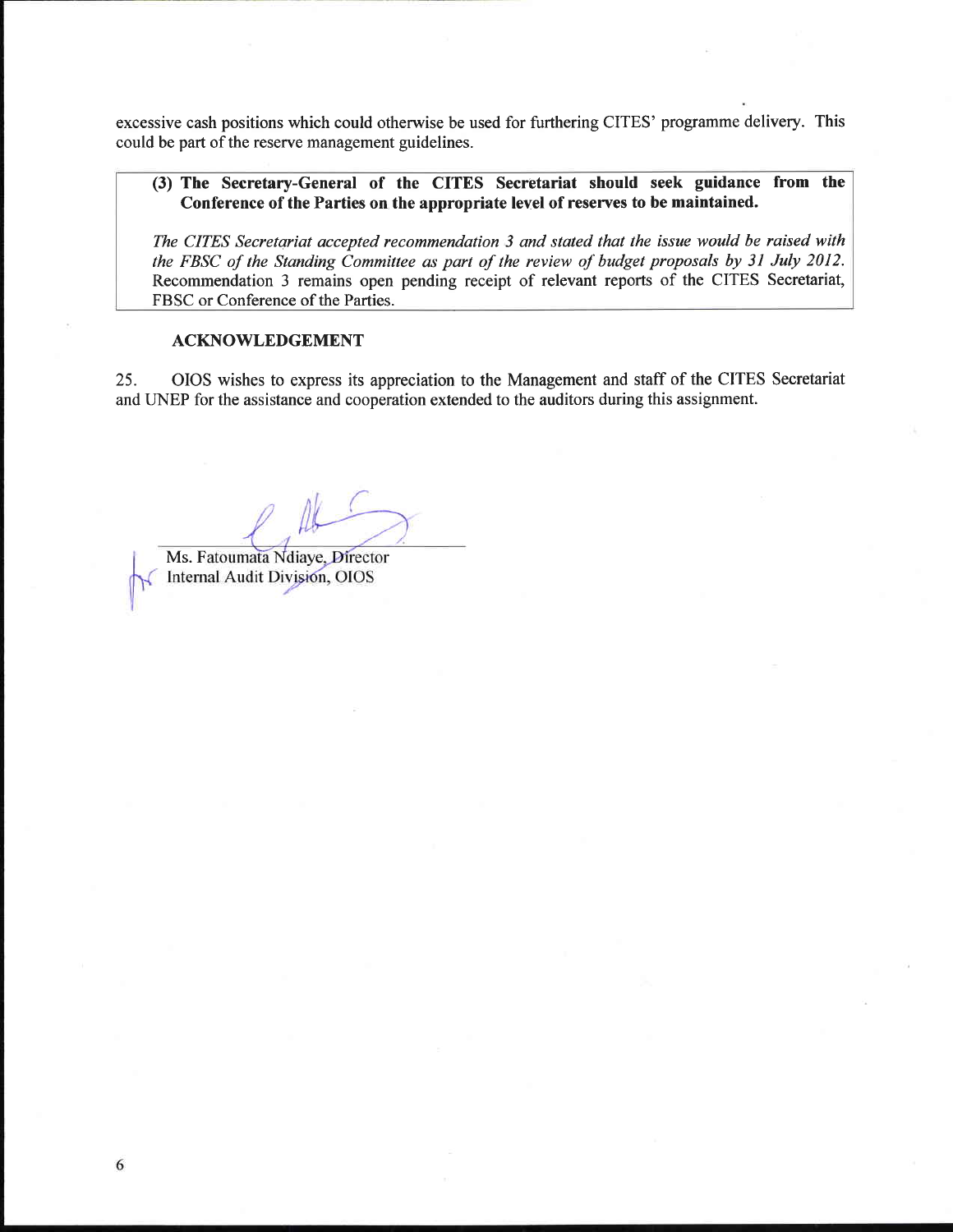excessive cash positions which could otherwise be used for furthering CITES' programme delivery. This could be part of the reserve management guidelines.

> **(3) The Secretary-General of the CITES Secretariat should seek guidance from the Conference of the Parties on the appropriate level of reserves to be maintained.**
>
> *The CITES Secretariat accepted recommendation 3 and stated that the issue would be raised with the FBSC of the Standing Committee as part of the review of budget proposals by 31 July 2012.* Recommendation 3 remains open pending receipt of relevant reports of the CITES Secretariat, FBSC or Conference of the Parties.

**ACKNOWLEDGEMENT**

25. OIOS wishes to express its appreciation to the Management and staff of the CITES Secretariat and UNEP for the assistance and cooperation extended to the auditors during this assignment.

Ms. Fatoumata Ndiaye, Director
Internal Audit Division, OIOS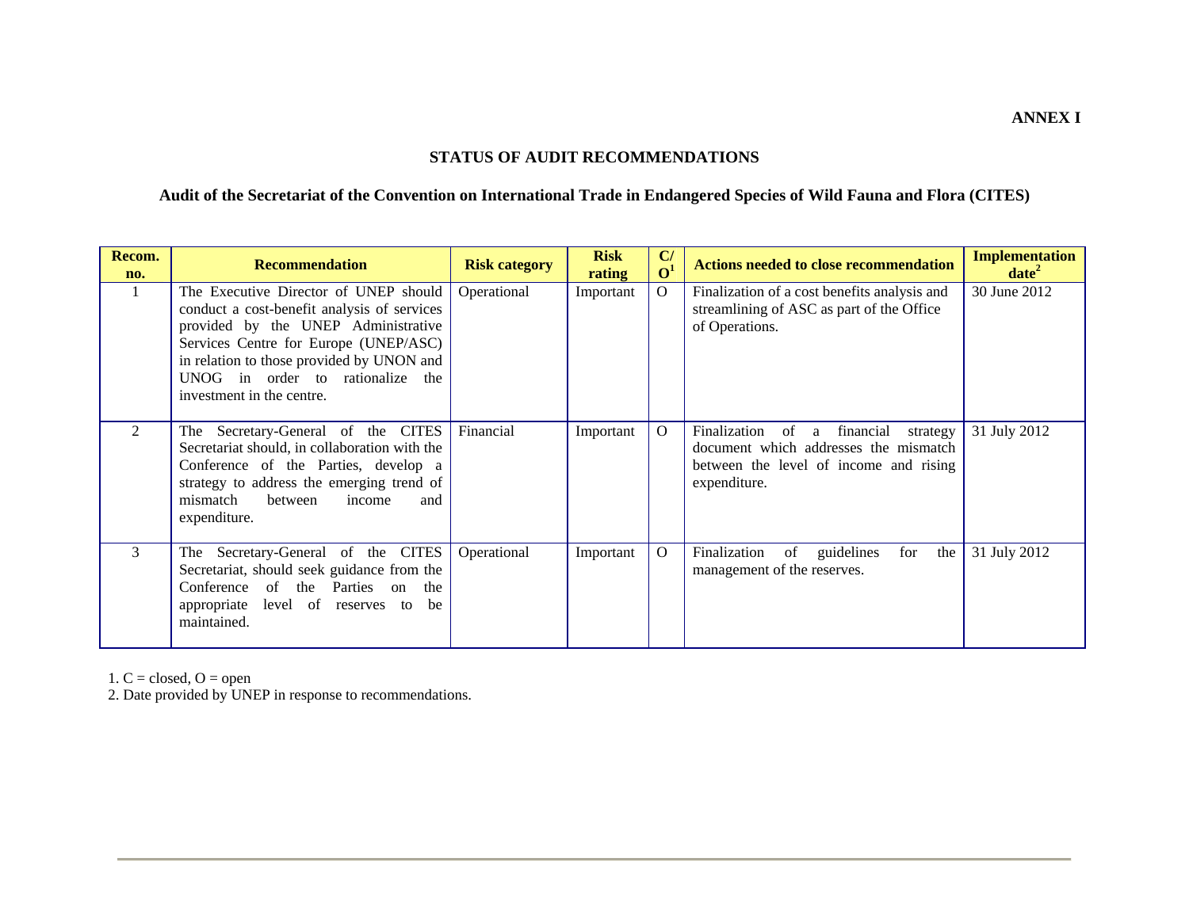**ANNEX I**

## STATUS OF AUDIT RECOMMENDATIONS

### Audit of the Secretariat of the Convention on International Trade in Endangered Species of Wild Fauna and Flora (CITES)

| Recom. no. | Recommendation | Risk category | Risk rating | C/O[1] | Actions needed to close recommendation | Implementation date[2] |
|---|---|---|---|---|---|---|
| 1 | The Executive Director of UNEP should conduct a cost-benefit analysis of services provided by the UNEP Administrative Services Centre for Europe (UNEP/ASC) in relation to those provided by UNON and UNOG in order to rationalize the investment in the centre. | Operational | Important | O | Finalization of a cost benefits analysis and streamlining of ASC as part of the Office of Operations. | 30 June 2012 |
| 2 | The Secretary-General of the CITES Secretariat should, in collaboration with the Conference of the Parties, develop a strategy to address the emerging trend of mismatch between income and expenditure. | Financial | Important | O | Finalization of a financial strategy document which addresses the mismatch between the level of income and rising expenditure. | 31 July 2012 |
| 3 | The Secretary-General of the CITES Secretariat, should seek guidance from the Conference of the Parties on the appropriate level of reserves to be maintained. | Operational | Important | O | Finalization of guidelines for the management of the reserves. | 31 July 2012 |

1. C = closed, O = open
2. Date provided by UNEP in response to recommendations.